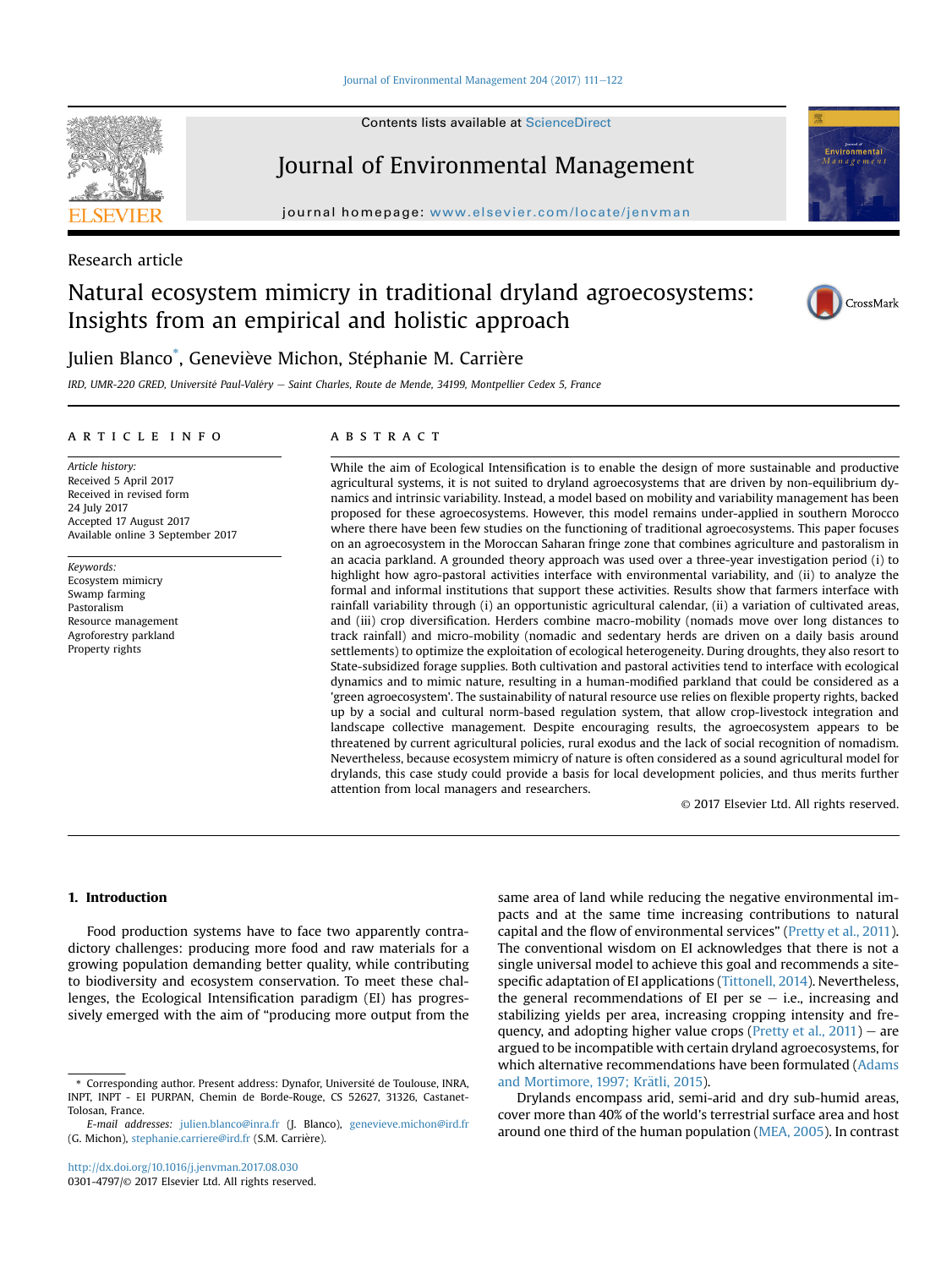Research article

# Natural ecosystem mimicry in traditional dryland agroecosystems: Insights from an empirical and holistic approach

Julien Blanco*, Geneviève Michon, Stéphanie M. Carrière

*IRD, UMR-220 GRED, Université Paul-Valéry — Saint Charles, Route de Mende, 34199, Montpellier Cedex 5, France*

## ARTICLE INFO

*Article history:*
Received 5 April 2017
Received in revised form
24 July 2017
Accepted 17 August 2017
Available online 3 September 2017

*Keywords:*
Ecosystem mimicry
Swamp farming
Pastoralism
Resource management
Agroforestry parkland
Property rights

## ABSTRACT

While the aim of Ecological Intensification is to enable the design of more sustainable and productive agricultural systems, it is not suited to dryland agroecosystems that are driven by non-equilibrium dynamics and intrinsic variability. Instead, a model based on mobility and variability management has been proposed for these agroecosystems. However, this model remains under-applied in southern Morocco where there have been few studies on the functioning of traditional agroecosystems. This paper focuses on an agroecosystem in the Moroccan Saharan fringe zone that combines agriculture and pastoralism in an acacia parkland. A grounded theory approach was used over a three-year investigation period (i) to highlight how agro-pastoral activities interface with environmental variability, and (ii) to analyze the formal and informal institutions that support these activities. Results show that farmers interface with rainfall variability through (i) an opportunistic agricultural calendar, (ii) a variation of cultivated areas, and (iii) crop diversification. Herders combine macro-mobility (nomads move over long distances to track rainfall) and micro-mobility (nomadic and sedentary herds are driven on a daily basis around settlements) to optimize the exploitation of ecological heterogeneity. During droughts, they also resort to State-subsidized forage supplies. Both cultivation and pastoral activities tend to interface with ecological dynamics and to mimic nature, resulting in a human-modified parkland that could be considered as a 'green agroecosystem'. The sustainability of natural resource use relies on flexible property rights, backed up by a social and cultural norm-based regulation system, that allow crop-livestock integration and landscape collective management. Despite encouraging results, the agroecosystem appears to be threatened by current agricultural policies, rural exodus and the lack of social recognition of nomadism. Nevertheless, because ecosystem mimicry of nature is often considered as a sound agricultural model for drylands, this case study could provide a basis for local development policies, and thus merits further attention from local managers and researchers.

© 2017 Elsevier Ltd. All rights reserved.

## 1. Introduction

Food production systems have to face two apparently contradictory challenges: producing more food and raw materials for a growing population demanding better quality, while contributing to biodiversity and ecosystem conservation. To meet these challenges, the Ecological Intensification paradigm (EI) has progressively emerged with the aim of "producing more output from the same area of land while reducing the negative environmental impacts and at the same time increasing contributions to natural capital and the flow of environmental services" (Pretty et al., 2011). The conventional wisdom on EI acknowledges that there is not a single universal model to achieve this goal and recommends a site-specific adaptation of EI applications (Tittonell, 2014). Nevertheless, the general recommendations of EI per se — i.e., increasing and stabilizing yields per area, increasing cropping intensity and frequency, and adopting higher value crops (Pretty et al., 2011) — are argued to be incompatible with certain dryland agroecosystems, for which alternative recommendations have been formulated (Adams and Mortimore, 1997; Krätli, 2015).

Drylands encompass arid, semi-arid and dry sub-humid areas, cover more than 40% of the world's terrestrial surface area and host around one third of the human population (MEA, 2005). In contrast

---

* Corresponding author. Present address: Dynafor, Université de Toulouse, INRA, INPT, INPT - EI PURPAN, Chemin de Borde-Rouge, CS 52627, 31326, Castanet-Tolosan, France.

*E-mail addresses:* julien.blanco@inra.fr (J. Blanco), genevieve.michon@ird.fr (G. Michon), stephanie.carriere@ird.fr (S.M. Carrière).

http://dx.doi.org/10.1016/j.jenvman.2017.08.030
0301-4797/© 2017 Elsevier Ltd. All rights reserved.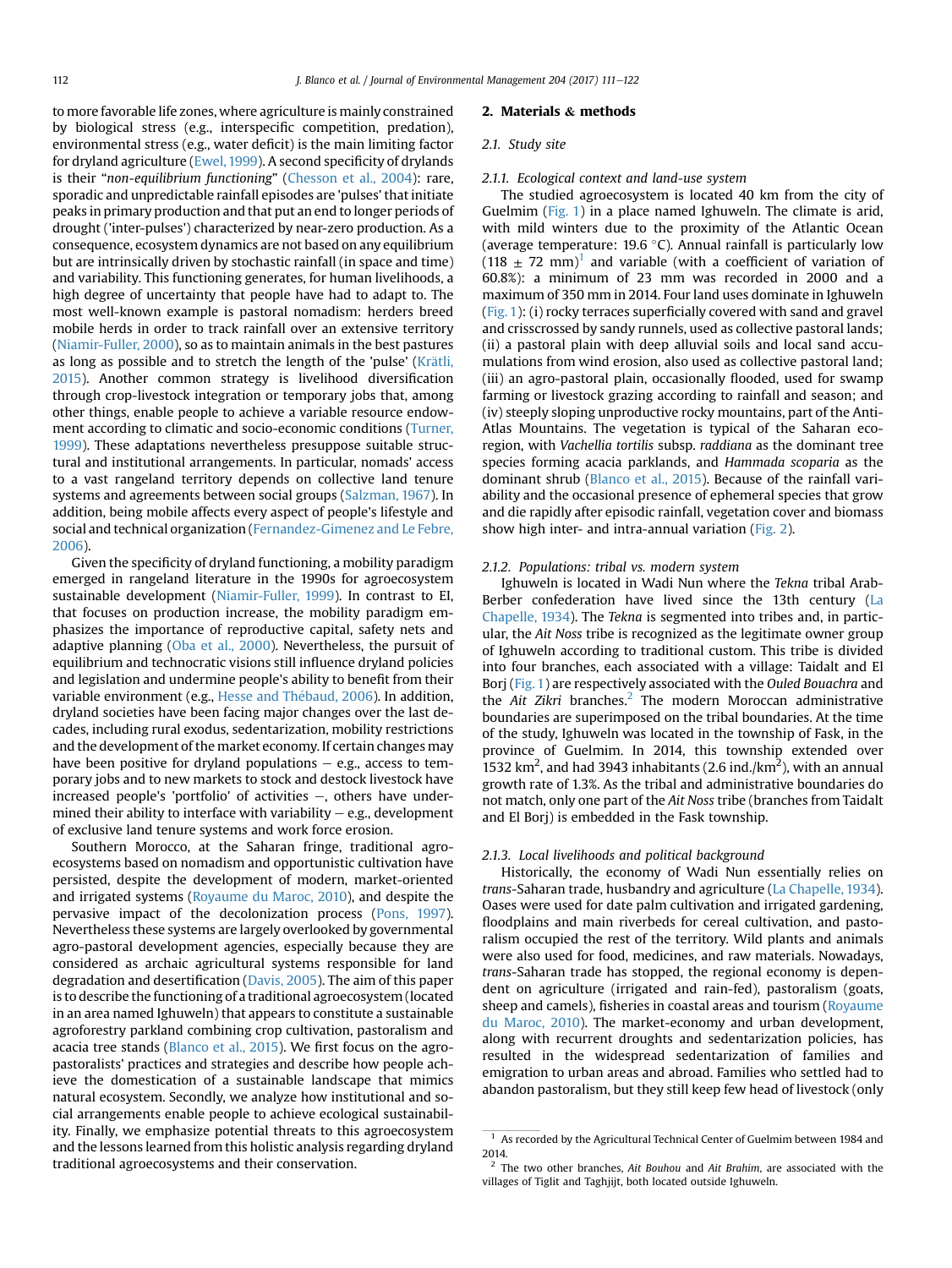to more favorable life zones, where agriculture is mainly constrained by biological stress (e.g., interspecific competition, predation), environmental stress (e.g., water deficit) is the main limiting factor for dryland agriculture (Ewel, 1999). A second specificity of drylands is their "*non-equilibrium functioning*" (Chesson et al., 2004): rare, sporadic and unpredictable rainfall episodes are 'pulses' that initiate peaks in primary production and that put an end to longer periods of drought ('inter-pulses') characterized by near-zero production. As a consequence, ecosystem dynamics are not based on any equilibrium but are intrinsically driven by stochastic rainfall (in space and time) and variability. This functioning generates, for human livelihoods, a high degree of uncertainty that people have had to adapt to. The most well-known example is pastoral nomadism: herders breed mobile herds in order to track rainfall over an extensive territory (Niamir-Fuller, 2000), so as to maintain animals in the best pastures as long as possible and to stretch the length of the 'pulse' (Krätli, 2015). Another common strategy is livelihood diversification through crop-livestock integration or temporary jobs that, among other things, enable people to achieve a variable resource endowment according to climatic and socio-economic conditions (Turner, 1999). These adaptations nevertheless presuppose suitable structural and institutional arrangements. In particular, nomads' access to a vast rangeland territory depends on collective land tenure systems and agreements between social groups (Salzman, 1967). In addition, being mobile affects every aspect of people's lifestyle and social and technical organization (Fernandez-Gimenez and Le Febre, 2006).

Given the specificity of dryland functioning, a mobility paradigm emerged in rangeland literature in the 1990s for agroecosystem sustainable development (Niamir-Fuller, 1999). In contrast to EI, that focuses on production increase, the mobility paradigm emphasizes the importance of reproductive capital, safety nets and adaptive planning (Oba et al., 2000). Nevertheless, the pursuit of equilibrium and technocratic visions still influence dryland policies and legislation and undermine people's ability to benefit from their variable environment (e.g., Hesse and Thébaud, 2006). In addition, dryland societies have been facing major changes over the last decades, including rural exodus, sedentarization, mobility restrictions and the development of the market economy. If certain changes may have been positive for dryland populations – e.g., access to temporary jobs and to new markets to stock and destock livestock have increased people's 'portfolio' of activities –, others have undermined their ability to interface with variability – e.g., development of exclusive land tenure systems and work force erosion.

Southern Morocco, at the Saharan fringe, traditional agroecosystems based on nomadism and opportunistic cultivation have persisted, despite the development of modern, market-oriented and irrigated systems (Royaume du Maroc, 2010), and despite the pervasive impact of the decolonization process (Pons, 1997). Nevertheless these systems are largely overlooked by governmental agro-pastoral development agencies, especially because they are considered as archaic agricultural systems responsible for land degradation and desertification (Davis, 2005). The aim of this paper is to describe the functioning of a traditional agroecosystem (located in an area named Ighuweln) that appears to constitute a sustainable agroforestry parkland combining crop cultivation, pastoralism and acacia tree stands (Blanco et al., 2015). We first focus on the agropastoralists' practices and strategies and describe how people achieve the domestication of a sustainable landscape that mimics natural ecosystem. Secondly, we analyze how institutional and social arrangements enable people to achieve ecological sustainability. Finally, we emphasize potential threats to this agroecosystem and the lessons learned from this holistic analysis regarding dryland traditional agroecosystems and their conservation.

## 2. Materials & methods

### 2.1. Study site

#### 2.1.1. Ecological context and land-use system

The studied agroecosystem is located 40 km from the city of Guelmim (Fig. 1) in a place named Ighuweln. The climate is arid, with mild winters due to the proximity of the Atlantic Ocean (average temperature: 19.6 °C). Annual rainfall is particularly low (118 ± 72 mm)[1] and variable (with a coefficient of variation of 60.8%): a minimum of 23 mm was recorded in 2000 and a maximum of 350 mm in 2014. Four land uses dominate in Ighuweln (Fig. 1): (i) rocky terraces superficially covered with sand and gravel and crisscrossed by sandy runnels, used as collective pastoral lands; (ii) a pastoral plain with deep alluvial soils and local sand accumulations from wind erosion, also used as collective pastoral land; (iii) an agro-pastoral plain, occasionally flooded, used for swamp farming or livestock grazing according to rainfall and season; and (iv) steeply sloping unproductive rocky mountains, part of the Anti-Atlas Mountains. The vegetation is typical of the Saharan ecoregion, with *Vachellia tortilis* subsp. *raddiana* as the dominant tree species forming acacia parklands, and *Hammada scoparia* as the dominant shrub (Blanco et al., 2015). Because of the rainfall variability and the occasional presence of ephemeral species that grow and die rapidly after episodic rainfall, vegetation cover and biomass show high inter- and intra-annual variation (Fig. 2).

#### 2.1.2. Populations: tribal vs. modern system

Ighuweln is located in Wadi Nun where the *Tekna* tribal Arab-Berber confederation have lived since the 13th century (La Chapelle, 1934). The *Tekna* is segmented into tribes and, in particular, the *Ait Noss* tribe is recognized as the legitimate owner group of Ighuweln according to traditional custom. This tribe is divided into four branches, each associated with a village: Taidalt and El Borj (Fig. 1) are respectively associated with the *Ouled Bouachra* and the *Ait Zikri* branches.[2] The modern Moroccan administrative boundaries are superimposed on the tribal boundaries. At the time of the study, Ighuweln was located in the township of Fask, in the province of Guelmim. In 2014, this township extended over 1532 km$^2$, and had 3943 inhabitants (2.6 ind./km$^2$), with an annual growth rate of 1.3%. As the tribal and administrative boundaries do not match, only one part of the *Ait Noss* tribe (branches from Taidalt and El Borj) is embedded in the Fask township.

#### 2.1.3. Local livelihoods and political background

Historically, the economy of Wadi Nun essentially relies on *trans*-Saharan trade, husbandry and agriculture (La Chapelle, 1934). Oases were used for date palm cultivation and irrigated gardening, floodplains and main riverbeds for cereal cultivation, and pastoralism occupied the rest of the territory. Wild plants and animals were also used for food, medicines, and raw materials. Nowadays, *trans*-Saharan trade has stopped, the regional economy is dependent on agriculture (irrigated and rain-fed), pastoralism (goats, sheep and camels), fisheries in coastal areas and tourism (Royaume du Maroc, 2010). The market-economy and urban development, along with recurrent droughts and sedentarization policies, has resulted in the widespread sedentarization of families and emigration to urban areas and abroad. Families who settled had to abandon pastoralism, but they still keep few head of livestock (only

[1] As recorded by the Agricultural Technical Center of Guelmim between 1984 and 2014.

[2] The two other branches, *Ait Bouhou* and *Ait Brahim*, are associated with the villages of Tiglit and Taghjijt, both located outside Ighuweln.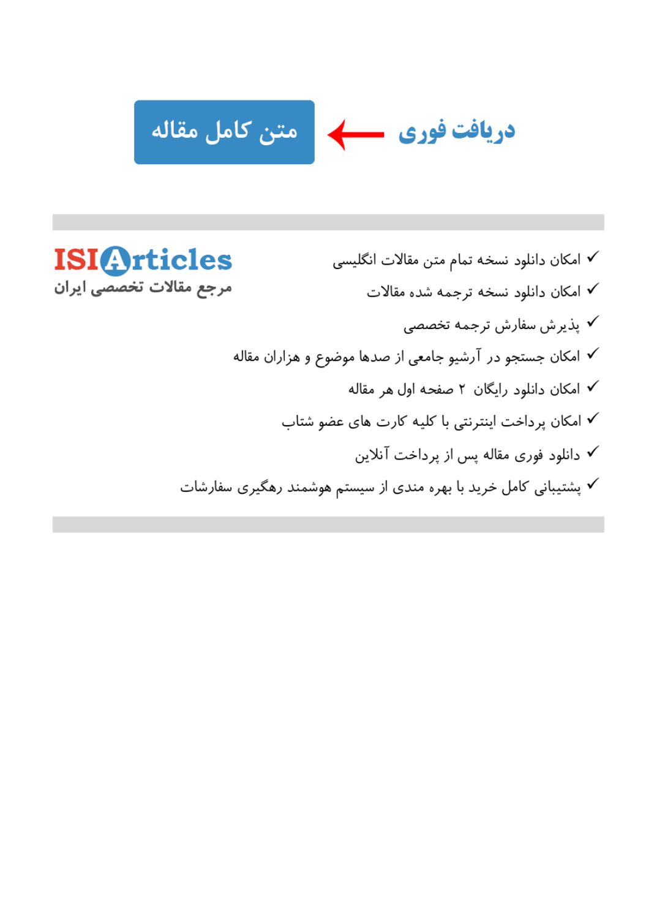دریافت فوری ← **متن کامل مقاله**

**ISIArticles**
مرجع مقالات تخصصی ایران

- ✓ امکان دانلود نسخه تمام متن مقالات انگلیسی
- ✓ امکان دانلود نسخه ترجمه شده مقالات
- ✓ پذیرش سفارش ترجمه تخصصی
- ✓ امکان جستجو در آرشیو جامعی از صدها موضوع و هزاران مقاله
- ✓ امکان دانلود رایگان ۲ صفحه اول هر مقاله
- ✓ امکان پرداخت اینترنتی با کلیه کارت های عضو شتاب
- ✓ دانلود فوری مقاله پس از پرداخت آنلاین
- ✓ پشتیبانی کامل خرید با بهره مندی از سیستم هوشمند رهگیری سفارشات